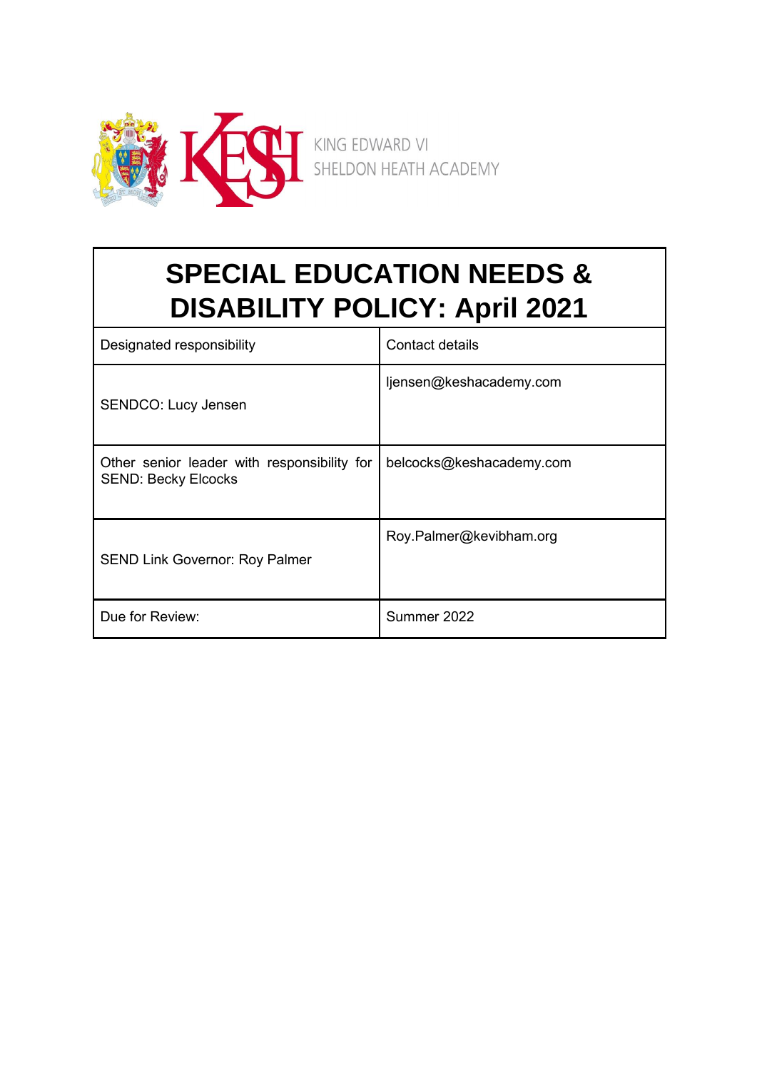KING EDWARD VI
SHELDON HEATH ACADEMY

# SPECIAL EDUCATION NEEDS & DISABILITY POLICY: April 2021

| Designated responsibility | Contact details |
|---|---|
| SENDCO: Lucy Jensen | ljensen@keshacademy.com |
| Other senior leader with responsibility for SEND: Becky Elcocks | belcocks@keshacademy.com |
| SEND Link Governor: Roy Palmer | Roy.Palmer@kevibham.org |
| Due for Review: | Summer 2022 |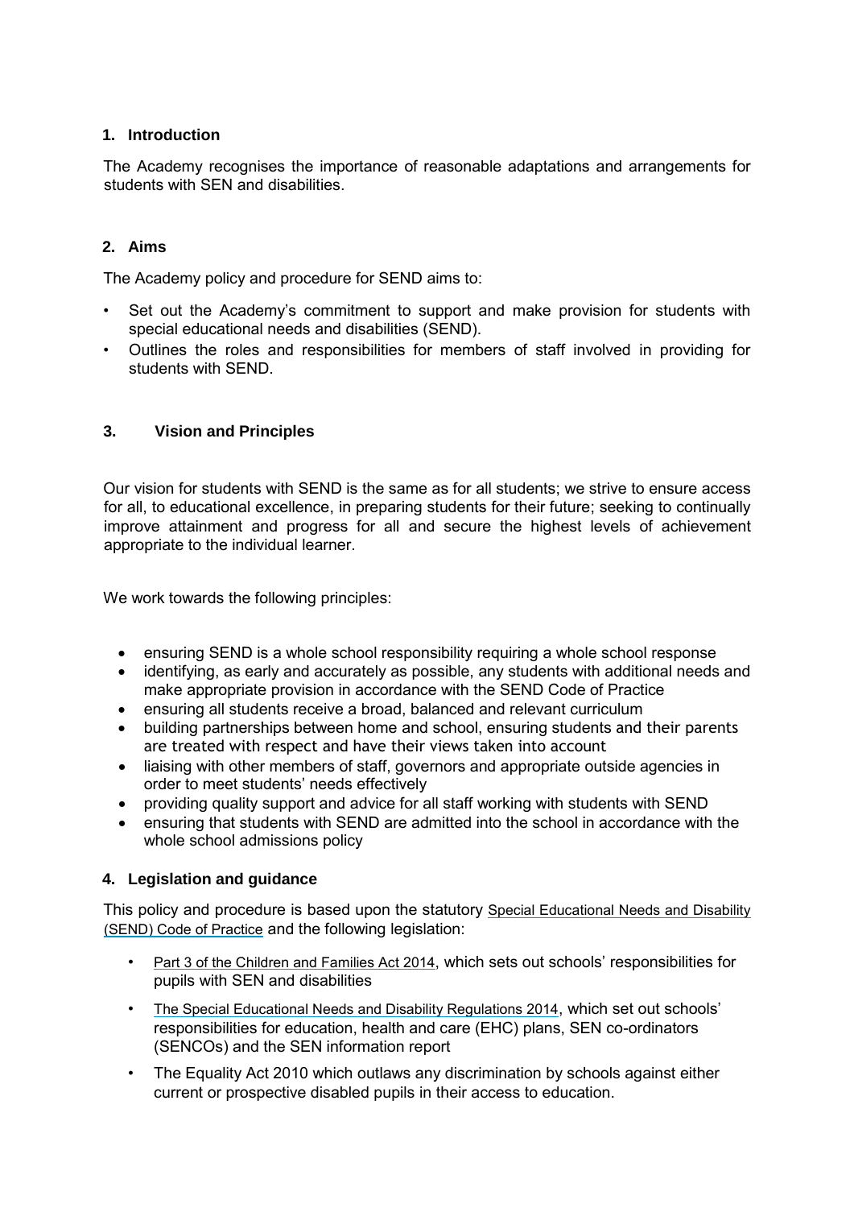## 1. Introduction

The Academy recognises the importance of reasonable adaptations and arrangements for students with SEN and disabilities.

## 2. Aims

The Academy policy and procedure for SEND aims to:

- Set out the Academy's commitment to support and make provision for students with special educational needs and disabilities (SEND).
- Outlines the roles and responsibilities for members of staff involved in providing for students with SEND.

## 3. Vision and Principles

Our vision for students with SEND is the same as for all students; we strive to ensure access for all, to educational excellence, in preparing students for their future; seeking to continually improve attainment and progress for all and secure the highest levels of achievement appropriate to the individual learner.

We work towards the following principles:

- ensuring SEND is a whole school responsibility requiring a whole school response
- identifying, as early and accurately as possible, any students with additional needs and make appropriate provision in accordance with the SEND Code of Practice
- ensuring all students receive a broad, balanced and relevant curriculum
- building partnerships between home and school, ensuring students and their parents are treated with respect and have their views taken into account
- liaising with other members of staff, governors and appropriate outside agencies in order to meet students' needs effectively
- providing quality support and advice for all staff working with students with SEND
- ensuring that students with SEND are admitted into the school in accordance with the whole school admissions policy

## 4. Legislation and guidance

This policy and procedure is based upon the statutory Special Educational Needs and Disability (SEND) Code of Practice and the following legislation:

- Part 3 of the Children and Families Act 2014, which sets out schools' responsibilities for pupils with SEN and disabilities
- The Special Educational Needs and Disability Regulations 2014, which set out schools' responsibilities for education, health and care (EHC) plans, SEN co-ordinators (SENCOs) and the SEN information report
- The Equality Act 2010 which outlaws any discrimination by schools against either current or prospective disabled pupils in their access to education.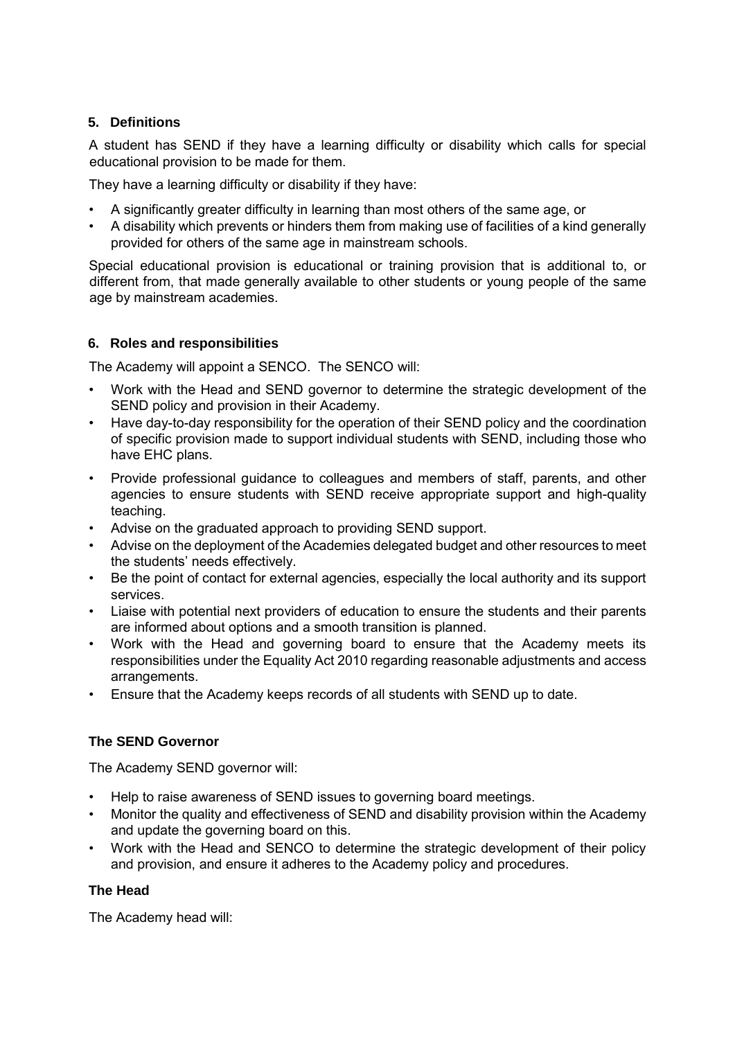## 5. Definitions

A student has SEND if they have a learning difficulty or disability which calls for special educational provision to be made for them.

They have a learning difficulty or disability if they have:

- A significantly greater difficulty in learning than most others of the same age, or
- A disability which prevents or hinders them from making use of facilities of a kind generally provided for others of the same age in mainstream schools.

Special educational provision is educational or training provision that is additional to, or different from, that made generally available to other students or young people of the same age by mainstream academies.

## 6. Roles and responsibilities

The Academy will appoint a SENCO. The SENCO will:

- Work with the Head and SEND governor to determine the strategic development of the SEND policy and provision in their Academy.
- Have day-to-day responsibility for the operation of their SEND policy and the coordination of specific provision made to support individual students with SEND, including those who have EHC plans.
- Provide professional guidance to colleagues and members of staff, parents, and other agencies to ensure students with SEND receive appropriate support and high-quality teaching.
- Advise on the graduated approach to providing SEND support.
- Advise on the deployment of the Academies delegated budget and other resources to meet the students' needs effectively.
- Be the point of contact for external agencies, especially the local authority and its support services.
- Liaise with potential next providers of education to ensure the students and their parents are informed about options and a smooth transition is planned.
- Work with the Head and governing board to ensure that the Academy meets its responsibilities under the Equality Act 2010 regarding reasonable adjustments and access arrangements.
- Ensure that the Academy keeps records of all students with SEND up to date.

### The SEND Governor

The Academy SEND governor will:

- Help to raise awareness of SEND issues to governing board meetings.
- Monitor the quality and effectiveness of SEND and disability provision within the Academy and update the governing board on this.
- Work with the Head and SENCO to determine the strategic development of their policy and provision, and ensure it adheres to the Academy policy and procedures.

### The Head

The Academy head will: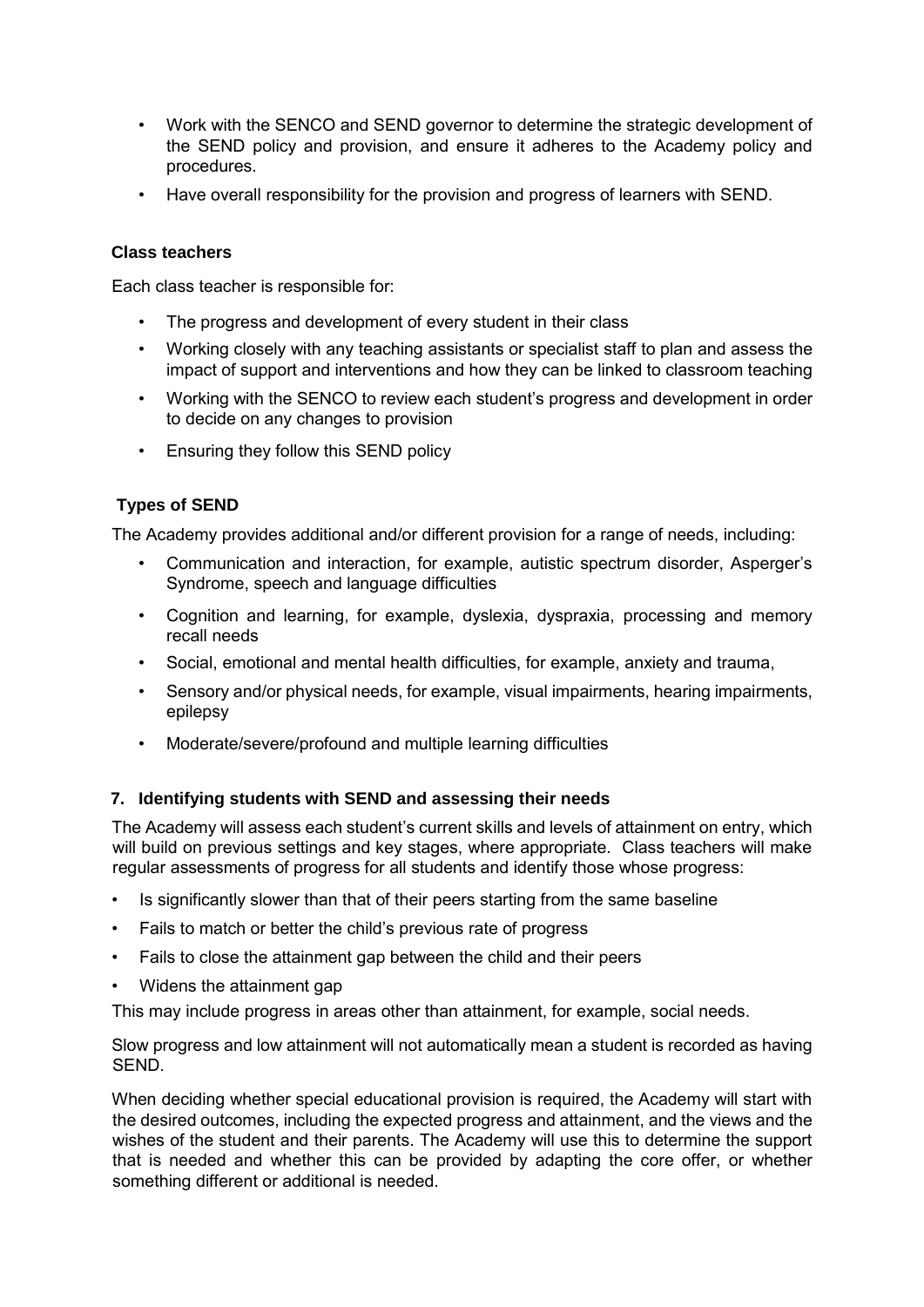- Work with the SENCO and SEND governor to determine the strategic development of the SEND policy and provision, and ensure it adheres to the Academy policy and procedures.
- Have overall responsibility for the provision and progress of learners with SEND.

**Class teachers**

Each class teacher is responsible for:

- The progress and development of every student in their class
- Working closely with any teaching assistants or specialist staff to plan and assess the impact of support and interventions and how they can be linked to classroom teaching
- Working with the SENCO to review each student's progress and development in order to decide on any changes to provision
- Ensuring they follow this SEND policy

**Types of SEND**

The Academy provides additional and/or different provision for a range of needs, including:

- Communication and interaction, for example, autistic spectrum disorder, Asperger's Syndrome, speech and language difficulties
- Cognition and learning, for example, dyslexia, dyspraxia, processing and memory recall needs
- Social, emotional and mental health difficulties, for example, anxiety and trauma,
- Sensory and/or physical needs, for example, visual impairments, hearing impairments, epilepsy
- Moderate/severe/profound and multiple learning difficulties

## 7. Identifying students with SEND and assessing their needs

The Academy will assess each student's current skills and levels of attainment on entry, which will build on previous settings and key stages, where appropriate. Class teachers will make regular assessments of progress for all students and identify those whose progress:

- Is significantly slower than that of their peers starting from the same baseline
- Fails to match or better the child's previous rate of progress
- Fails to close the attainment gap between the child and their peers
- Widens the attainment gap

This may include progress in areas other than attainment, for example, social needs.

Slow progress and low attainment will not automatically mean a student is recorded as having SEND.

When deciding whether special educational provision is required, the Academy will start with the desired outcomes, including the expected progress and attainment, and the views and the wishes of the student and their parents. The Academy will use this to determine the support that is needed and whether this can be provided by adapting the core offer, or whether something different or additional is needed.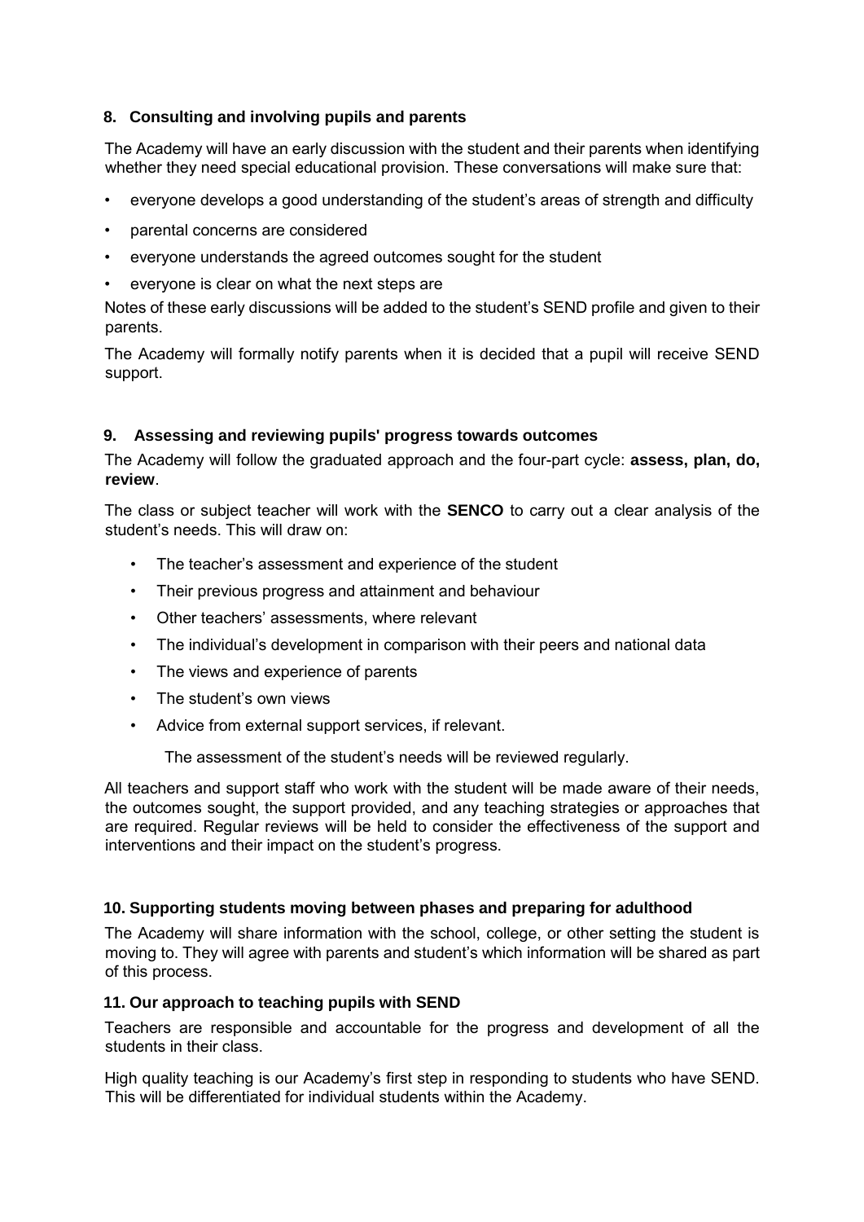## 8. Consulting and involving pupils and parents

The Academy will have an early discussion with the student and their parents when identifying whether they need special educational provision. These conversations will make sure that:

- everyone develops a good understanding of the student's areas of strength and difficulty
- parental concerns are considered
- everyone understands the agreed outcomes sought for the student
- everyone is clear on what the next steps are

Notes of these early discussions will be added to the student's SEND profile and given to their parents.

The Academy will formally notify parents when it is decided that a pupil will receive SEND support.

## 9. Assessing and reviewing pupils' progress towards outcomes

The Academy will follow the graduated approach and the four-part cycle: **assess, plan, do, review**.

The class or subject teacher will work with the **SENCO** to carry out a clear analysis of the student's needs. This will draw on:

- The teacher's assessment and experience of the student
- Their previous progress and attainment and behaviour
- Other teachers' assessments, where relevant
- The individual's development in comparison with their peers and national data
- The views and experience of parents
- The student's own views
- Advice from external support services, if relevant.

The assessment of the student's needs will be reviewed regularly.

All teachers and support staff who work with the student will be made aware of their needs, the outcomes sought, the support provided, and any teaching strategies or approaches that are required. Regular reviews will be held to consider the effectiveness of the support and interventions and their impact on the student's progress.

## 10. Supporting students moving between phases and preparing for adulthood

The Academy will share information with the school, college, or other setting the student is moving to. They will agree with parents and student's which information will be shared as part of this process.

## 11. Our approach to teaching pupils with SEND

Teachers are responsible and accountable for the progress and development of all the students in their class.

High quality teaching is our Academy's first step in responding to students who have SEND. This will be differentiated for individual students within the Academy.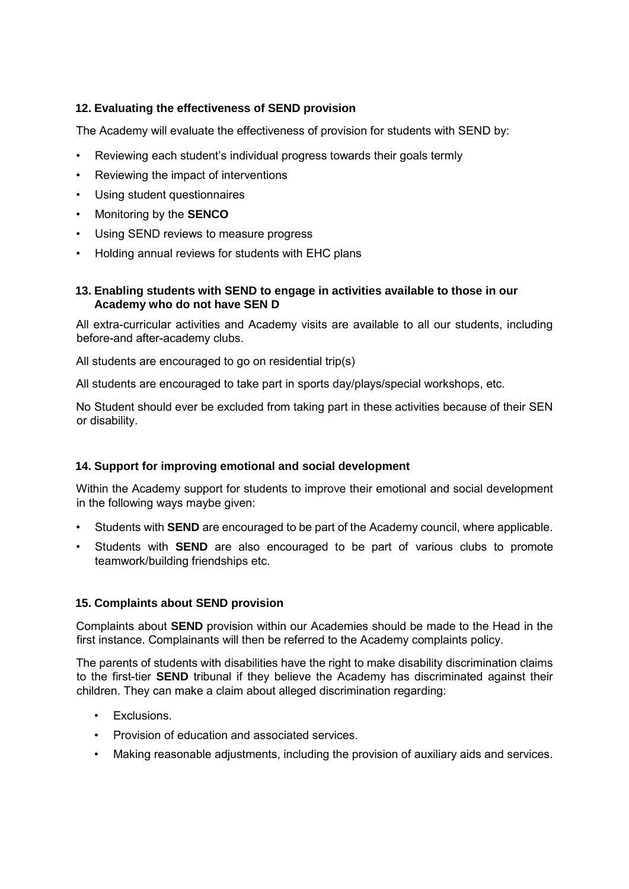## 12. Evaluating the effectiveness of SEND provision

The Academy will evaluate the effectiveness of provision for students with SEND by:

- Reviewing each student's individual progress towards their goals termly
- Reviewing the impact of interventions
- Using student questionnaires
- Monitoring by the **SENCO**
- Using SEND reviews to measure progress
- Holding annual reviews for students with EHC plans

## 13. Enabling students with SEND to engage in activities available to those in our Academy who do not have SEN D

All extra-curricular activities and Academy visits are available to all our students, including before-and after-academy clubs.

All students are encouraged to go on residential trip(s)

All students are encouraged to take part in sports day/plays/special workshops, etc.

No Student should ever be excluded from taking part in these activities because of their SEN or disability.

## 14. Support for improving emotional and social development

Within the Academy support for students to improve their emotional and social development in the following ways maybe given:

- Students with **SEND** are encouraged to be part of the Academy council, where applicable.
- Students with **SEND** are also encouraged to be part of various clubs to promote teamwork/building friendships etc.

## 15. Complaints about SEND provision

Complaints about **SEND** provision within our Academies should be made to the Head in the first instance. Complainants will then be referred to the Academy complaints policy.

The parents of students with disabilities have the right to make disability discrimination claims to the first-tier **SEND** tribunal if they believe the Academy has discriminated against their children. They can make a claim about alleged discrimination regarding:

- Exclusions.
- Provision of education and associated services.
- Making reasonable adjustments, including the provision of auxiliary aids and services.